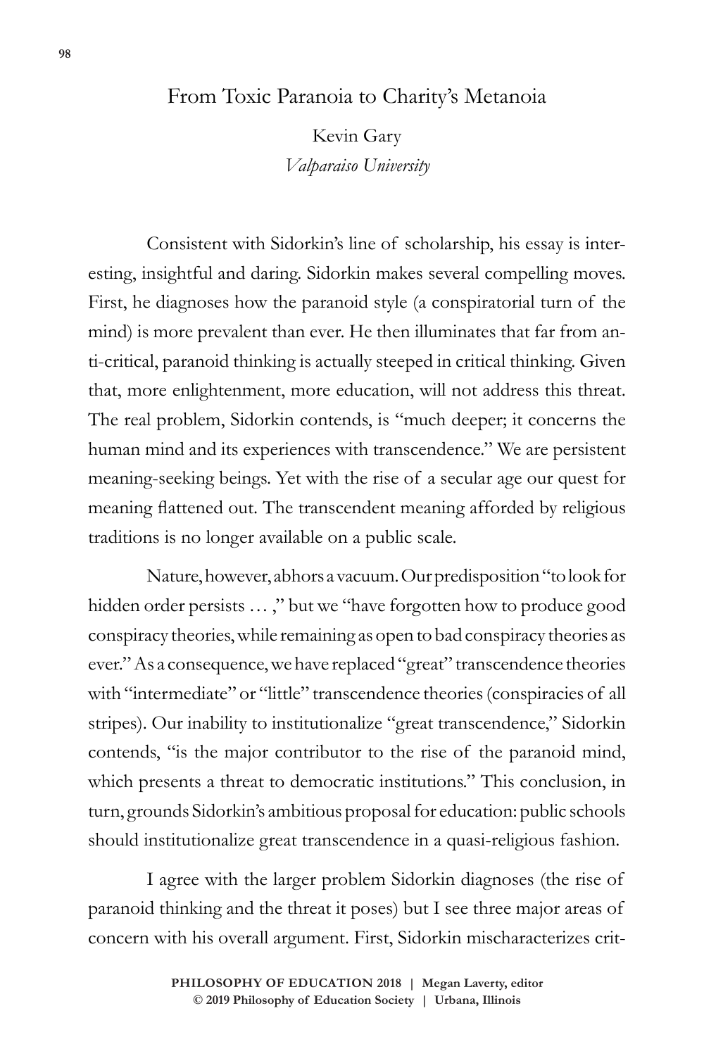# From Toxic Paranoia to Charity's Metanoia

Kevin Gary
*Valparaiso University*

Consistent with Sidorkin's line of scholarship, his essay is interesting, insightful and daring. Sidorkin makes several compelling moves. First, he diagnoses how the paranoid style (a conspiratorial turn of the mind) is more prevalent than ever. He then illuminates that far from anti-critical, paranoid thinking is actually steeped in critical thinking. Given that, more enlightenment, more education, will not address this threat. The real problem, Sidorkin contends, is "much deeper; it concerns the human mind and its experiences with transcendence." We are persistent meaning-seeking beings. Yet with the rise of a secular age our quest for meaning flattened out. The transcendent meaning afforded by religious traditions is no longer available on a public scale.

Nature, however, abhors a vacuum. Our predisposition "to look for hidden order persists … ," but we "have forgotten how to produce good conspiracy theories, while remaining as open to bad conspiracy theories as ever." As a consequence, we have replaced "great" transcendence theories with "intermediate" or "little" transcendence theories (conspiracies of all stripes). Our inability to institutionalize "great transcendence," Sidorkin contends, "is the major contributor to the rise of the paranoid mind, which presents a threat to democratic institutions." This conclusion, in turn, grounds Sidorkin's ambitious proposal for education: public schools should institutionalize great transcendence in a quasi-religious fashion.

I agree with the larger problem Sidorkin diagnoses (the rise of paranoid thinking and the threat it poses) but I see three major areas of concern with his overall argument. First, Sidorkin mischaracterizes crit-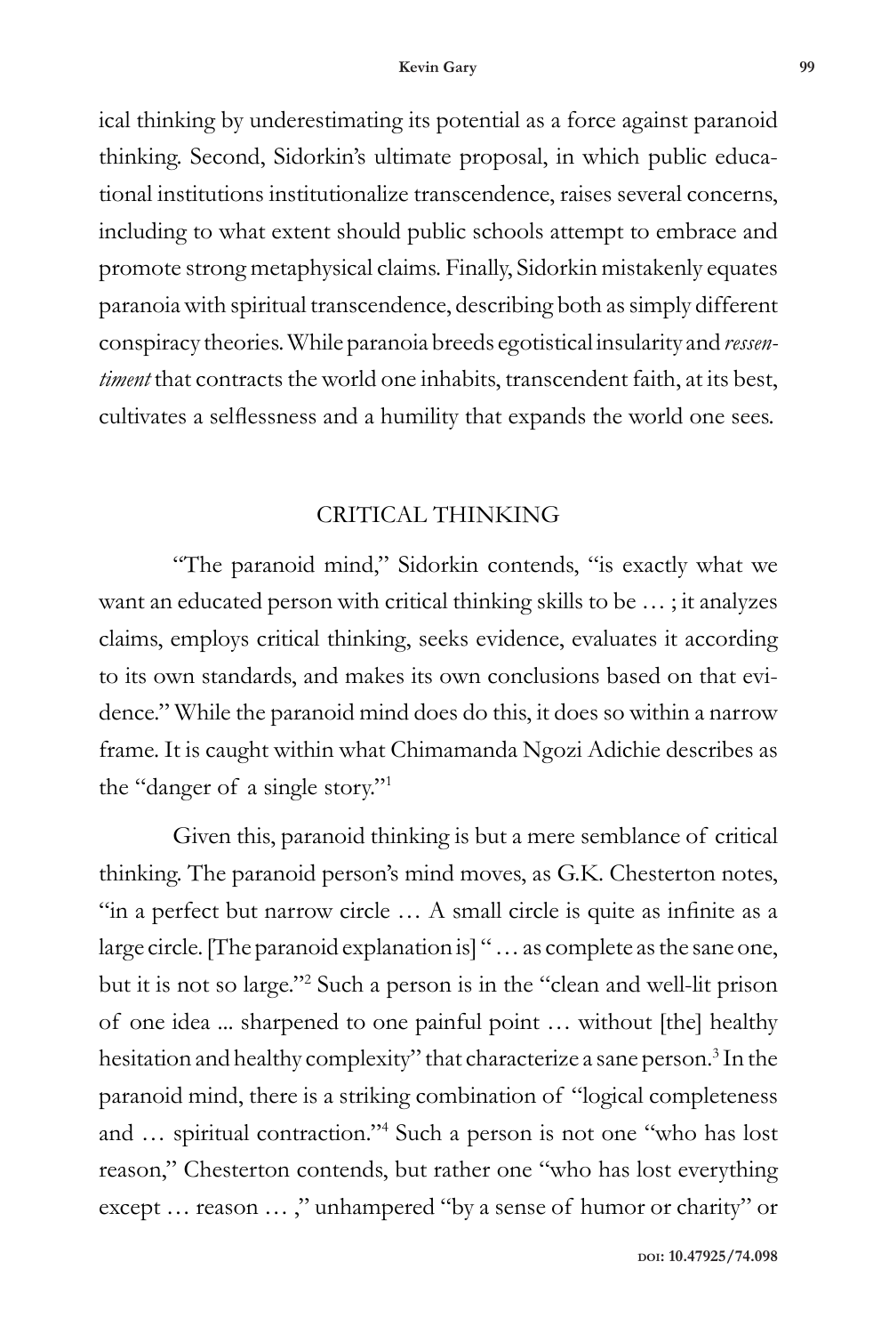ical thinking by underestimating its potential as a force against paranoid thinking. Second, Sidorkin's ultimate proposal, in which public educational institutions institutionalize transcendence, raises several concerns, including to what extent should public schools attempt to embrace and promote strong metaphysical claims. Finally, Sidorkin mistakenly equates paranoia with spiritual transcendence, describing both as simply different conspiracy theories. While paranoia breeds egotistical insularity and *ressentiment* that contracts the world one inhabits, transcendent faith, at its best, cultivates a selflessness and a humility that expands the world one sees.

## CRITICAL THINKING

"The paranoid mind," Sidorkin contends, "is exactly what we want an educated person with critical thinking skills to be … ; it analyzes claims, employs critical thinking, seeks evidence, evaluates it according to its own standards, and makes its own conclusions based on that evidence." While the paranoid mind does do this, it does so within a narrow frame. It is caught within what Chimamanda Ngozi Adichie describes as the "danger of a single story."[1]

Given this, paranoid thinking is but a mere semblance of critical thinking. The paranoid person's mind moves, as G.K. Chesterton notes, "in a perfect but narrow circle … A small circle is quite as infinite as a large circle. [The paranoid explanation is] " … as complete as the sane one, but it is not so large."[2] Such a person is in the "clean and well-lit prison of one idea ... sharpened to one painful point … without [the] healthy hesitation and healthy complexity" that characterize a sane person.[3] In the paranoid mind, there is a striking combination of "logical completeness and … spiritual contraction."[4] Such a person is not one "who has lost reason," Chesterton contends, but rather one "who has lost everything except … reason … ," unhampered "by a sense of humor or charity" or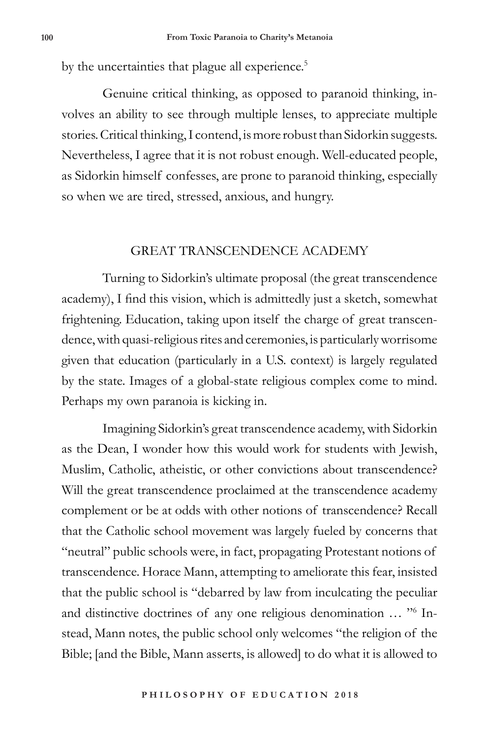by the uncertainties that plague all experience.[5]

Genuine critical thinking, as opposed to paranoid thinking, involves an ability to see through multiple lenses, to appreciate multiple stories. Critical thinking, I contend, is more robust than Sidorkin suggests. Nevertheless, I agree that it is not robust enough. Well-educated people, as Sidorkin himself confesses, are prone to paranoid thinking, especially so when we are tired, stressed, anxious, and hungry.

## GREAT TRANSCENDENCE ACADEMY

Turning to Sidorkin's ultimate proposal (the great transcendence academy), I find this vision, which is admittedly just a sketch, somewhat frightening. Education, taking upon itself the charge of great transcendence, with quasi-religious rites and ceremonies, is particularly worrisome given that education (particularly in a U.S. context) is largely regulated by the state. Images of a global-state religious complex come to mind. Perhaps my own paranoia is kicking in.

Imagining Sidorkin's great transcendence academy, with Sidorkin as the Dean, I wonder how this would work for students with Jewish, Muslim, Catholic, atheistic, or other convictions about transcendence? Will the great transcendence proclaimed at the transcendence academy complement or be at odds with other notions of transcendence? Recall that the Catholic school movement was largely fueled by concerns that "neutral" public schools were, in fact, propagating Protestant notions of transcendence. Horace Mann, attempting to ameliorate this fear, insisted that the public school is "debarred by law from inculcating the peculiar and distinctive doctrines of any one religious denomination … "[6] Instead, Mann notes, the public school only welcomes "the religion of the Bible; [and the Bible, Mann asserts, is allowed] to do what it is allowed to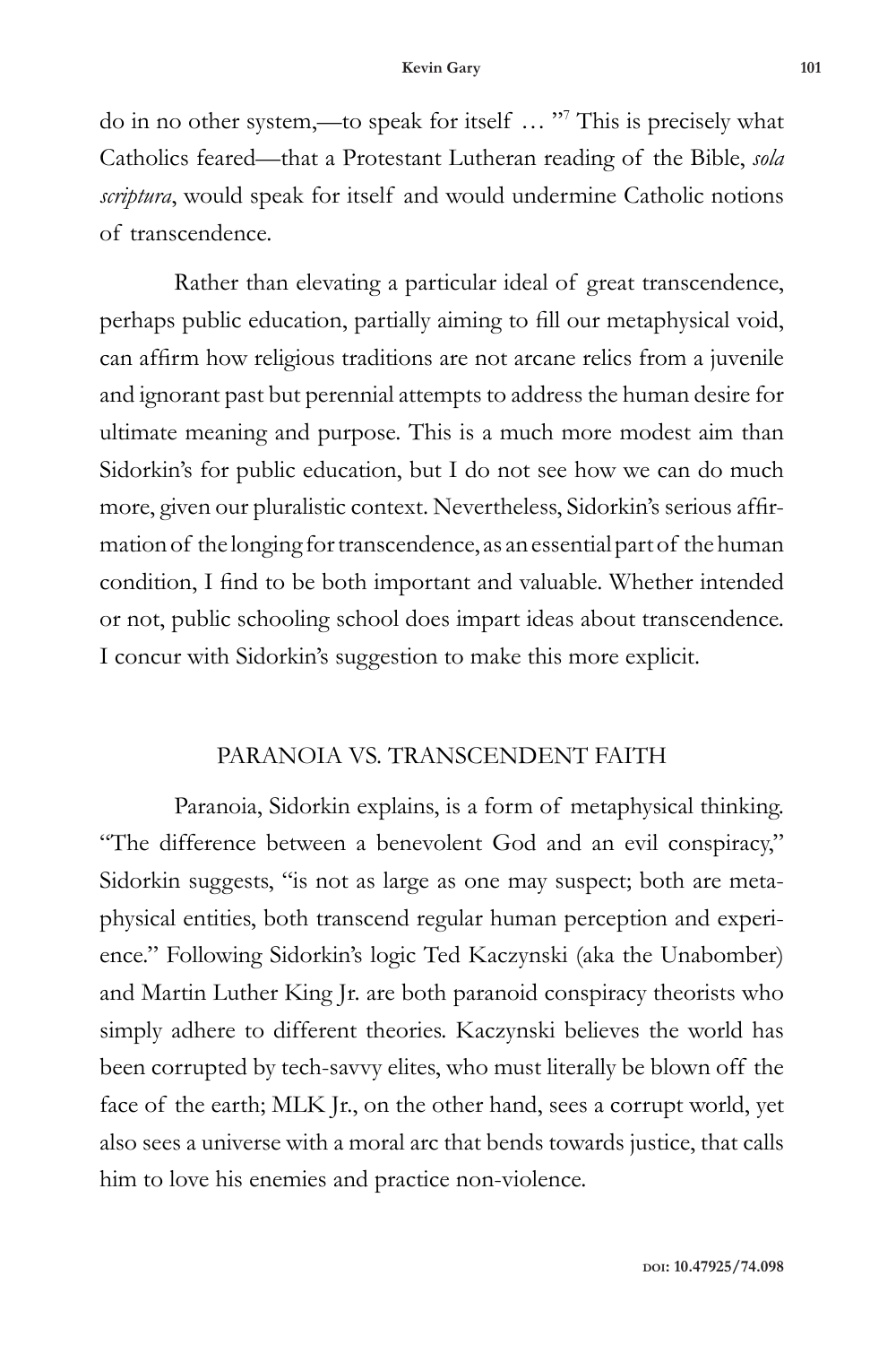do in no other system,—to speak for itself … "[7] This is precisely what Catholics feared—that a Protestant Lutheran reading of the Bible, *sola scriptura*, would speak for itself and would undermine Catholic notions of transcendence.

Rather than elevating a particular ideal of great transcendence, perhaps public education, partially aiming to fill our metaphysical void, can affirm how religious traditions are not arcane relics from a juvenile and ignorant past but perennial attempts to address the human desire for ultimate meaning and purpose. This is a much more modest aim than Sidorkin's for public education, but I do not see how we can do much more, given our pluralistic context. Nevertheless, Sidorkin's serious affirmation of the longing for transcendence, as an essential part of the human condition, I find to be both important and valuable. Whether intended or not, public schooling school does impart ideas about transcendence. I concur with Sidorkin's suggestion to make this more explicit.

## PARANOIA VS. TRANSCENDENT FAITH

Paranoia, Sidorkin explains, is a form of metaphysical thinking. "The difference between a benevolent God and an evil conspiracy," Sidorkin suggests, "is not as large as one may suspect; both are metaphysical entities, both transcend regular human perception and experience." Following Sidorkin's logic Ted Kaczynski (aka the Unabomber) and Martin Luther King Jr. are both paranoid conspiracy theorists who simply adhere to different theories. Kaczynski believes the world has been corrupted by tech-savvy elites, who must literally be blown off the face of the earth; MLK Jr., on the other hand, sees a corrupt world, yet also sees a universe with a moral arc that bends towards justice, that calls him to love his enemies and practice non-violence.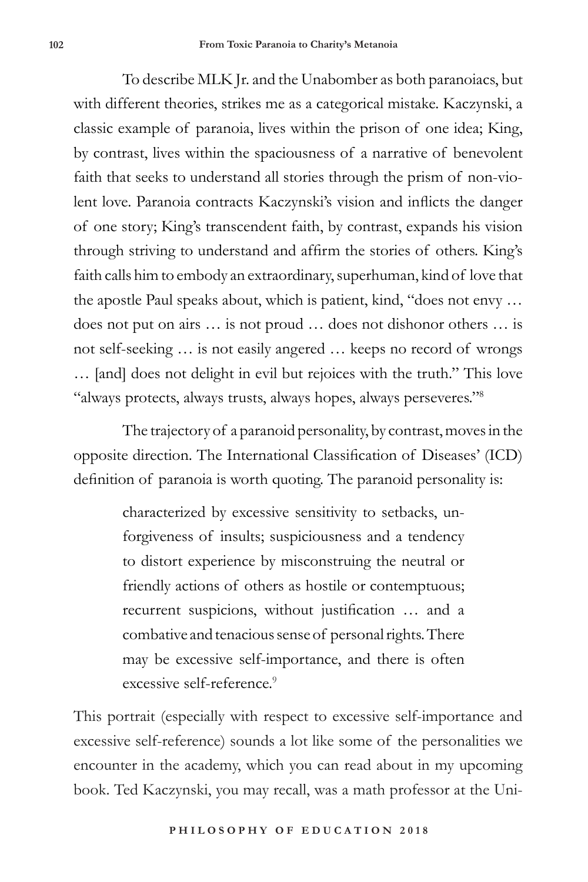To describe MLK Jr. and the Unabomber as both paranoiacs, but with different theories, strikes me as a categorical mistake. Kaczynski, a classic example of paranoia, lives within the prison of one idea; King, by contrast, lives within the spaciousness of a narrative of benevolent faith that seeks to understand all stories through the prism of non-violent love. Paranoia contracts Kaczynski's vision and inflicts the danger of one story; King's transcendent faith, by contrast, expands his vision through striving to understand and affirm the stories of others. King's faith calls him to embody an extraordinary, superhuman, kind of love that the apostle Paul speaks about, which is patient, kind, "does not envy … does not put on airs … is not proud … does not dishonor others … is not self-seeking … is not easily angered … keeps no record of wrongs … [and] does not delight in evil but rejoices with the truth." This love "always protects, always trusts, always hopes, always perseveres."[8]

The trajectory of a paranoid personality, by contrast, moves in the opposite direction. The International Classification of Diseases' (ICD) definition of paranoia is worth quoting. The paranoid personality is:

> characterized by excessive sensitivity to setbacks, unforgiveness of insults; suspiciousness and a tendency to distort experience by misconstruing the neutral or friendly actions of others as hostile or contemptuous; recurrent suspicions, without justification … and a combative and tenacious sense of personal rights. There may be excessive self-importance, and there is often excessive self-reference.[9]

This portrait (especially with respect to excessive self-importance and excessive self-reference) sounds a lot like some of the personalities we encounter in the academy, which you can read about in my upcoming book. Ted Kaczynski, you may recall, was a math professor at the Uni-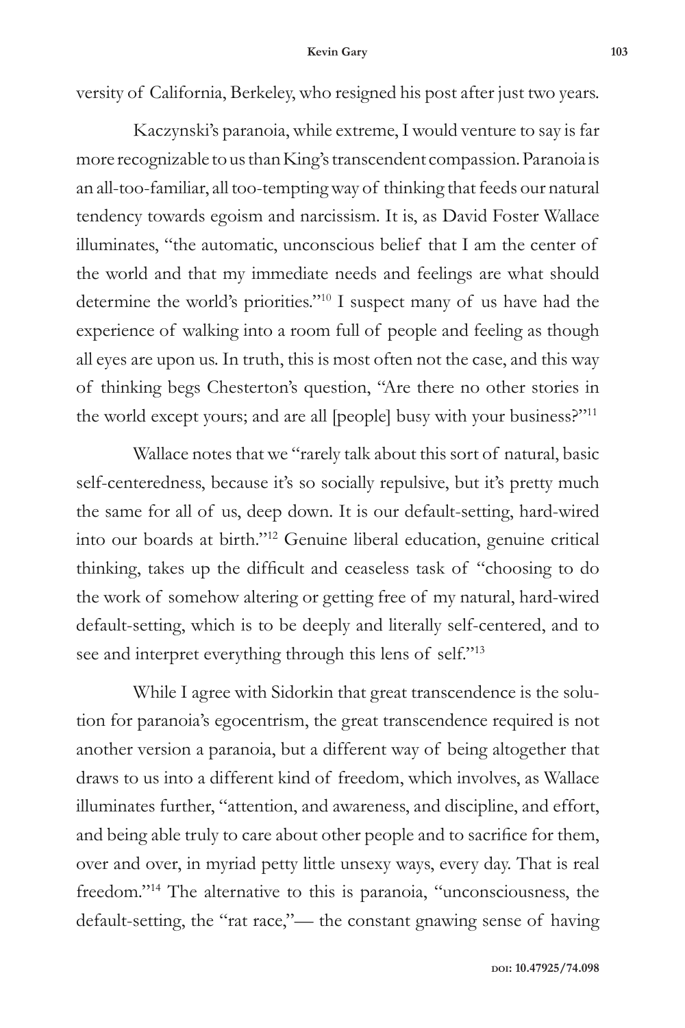versity of California, Berkeley, who resigned his post after just two years.

Kaczynski's paranoia, while extreme, I would venture to say is far more recognizable to us than King's transcendent compassion. Paranoia is an all-too-familiar, all too-tempting way of thinking that feeds our natural tendency towards egoism and narcissism. It is, as David Foster Wallace illuminates, "the automatic, unconscious belief that I am the center of the world and that my immediate needs and feelings are what should determine the world's priorities."[10] I suspect many of us have had the experience of walking into a room full of people and feeling as though all eyes are upon us. In truth, this is most often not the case, and this way of thinking begs Chesterton's question, "Are there no other stories in the world except yours; and are all [people] busy with your business?"[11]

Wallace notes that we "rarely talk about this sort of natural, basic self-centeredness, because it's so socially repulsive, but it's pretty much the same for all of us, deep down. It is our default-setting, hard-wired into our boards at birth."[12] Genuine liberal education, genuine critical thinking, takes up the difficult and ceaseless task of "choosing to do the work of somehow altering or getting free of my natural, hard-wired default-setting, which is to be deeply and literally self-centered, and to see and interpret everything through this lens of self."[13]

While I agree with Sidorkin that great transcendence is the solution for paranoia's egocentrism, the great transcendence required is not another version a paranoia, but a different way of being altogether that draws to us into a different kind of freedom, which involves, as Wallace illuminates further, "attention, and awareness, and discipline, and effort, and being able truly to care about other people and to sacrifice for them, over and over, in myriad petty little unsexy ways, every day. That is real freedom."[14] The alternative to this is paranoia, "unconsciousness, the default-setting, the "rat race,"— the constant gnawing sense of having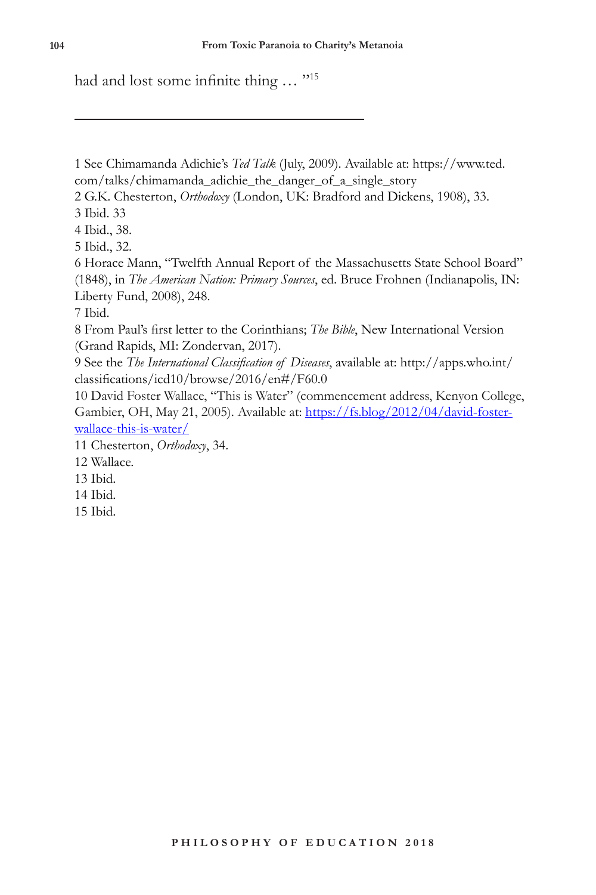had and lost some infinite thing … "[15]

---

1 See Chimamanda Adichie's *Ted Talk* (July, 2009). Available at: https://www.ted.com/talks/chimamanda_adichie_the_danger_of_a_single_story

2 G.K. Chesterton, *Orthodoxy* (London, UK: Bradford and Dickens, 1908), 33.

3 Ibid. 33

4 Ibid., 38.

5 Ibid., 32.

6 Horace Mann, "Twelfth Annual Report of the Massachusetts State School Board" (1848), in *The American Nation: Primary Sources*, ed. Bruce Frohnen (Indianapolis, IN: Liberty Fund, 2008), 248.

7 Ibid.

8 From Paul's first letter to the Corinthians; *The Bible*, New International Version (Grand Rapids, MI: Zondervan, 2017).

9 See the *The International Classification of Diseases*, available at: http://apps.who.int/classifications/icd10/browse/2016/en#/F60.0

10 David Foster Wallace, "This is Water" (commencement address, Kenyon College, Gambier, OH, May 21, 2005). Available at: https://fs.blog/2012/04/david-foster-wallace-this-is-water/

11 Chesterton, *Orthodoxy*, 34.

12 Wallace.

13 Ibid.

14 Ibid.

15 Ibid.